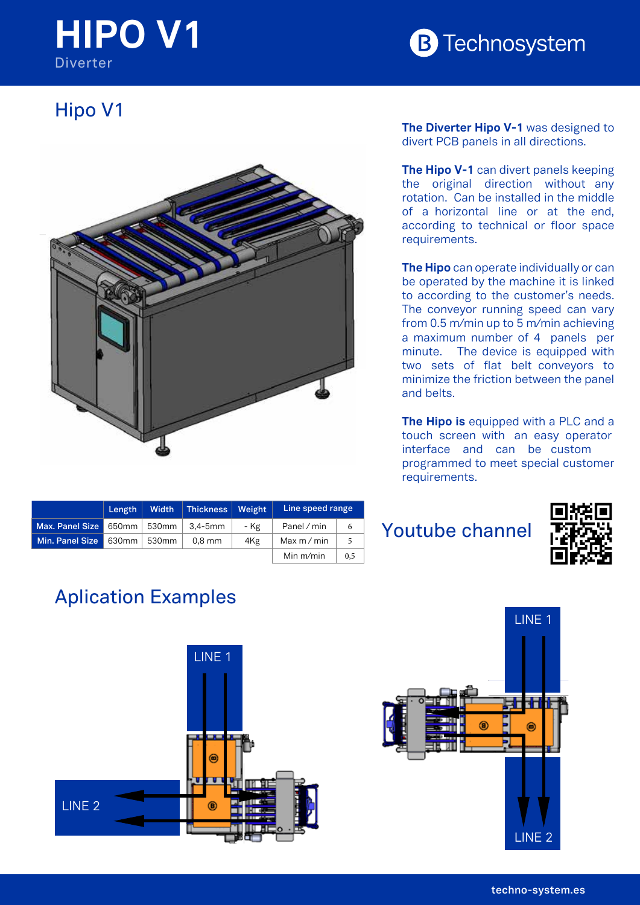# HIPO V1

Diverter

Technosystem

## Hipo V1

**The Diverter Hipo V-1** was designed to divert PCB panels in all directions.

**The Hipo V-1** can divert panels keeping the original direction without any rotation. Can be installed in the middle of a horizontal line or at the end, according to technical or floor space requirements.

**The Hipo** can operate individually or can be operated by the machine it is linked to according to the customer's needs. The conveyor running speed can vary from 0.5 m/min up to 5 m/min achieving a maximum number of 4 panels per minute. The device is equipped with two sets of flat belt conveyors to minimize the friction between the panel and belts.

**The Hipo is** equipped with a PLC and a touch screen with an easy operator interface and can be custom programmed to meet special customer requirements.

| | Length | Width | Thickness | Weight | Line speed range | |
|---|---|---|---|---|---|---|
| Max. Panel Size | 650mm | 530mm | 3,4-5mm | - Kg | Panel / min | 6 |
| Min. Panel Size | 630mm | 530mm | 0,8 mm | 4Kg | Max m / min | 5 |
| | | | | | Min m/min | 0,5 |

Youtube channel

## Aplication Examples

LINE 1

LINE 2

LINE 1

LINE 2

techno-system.es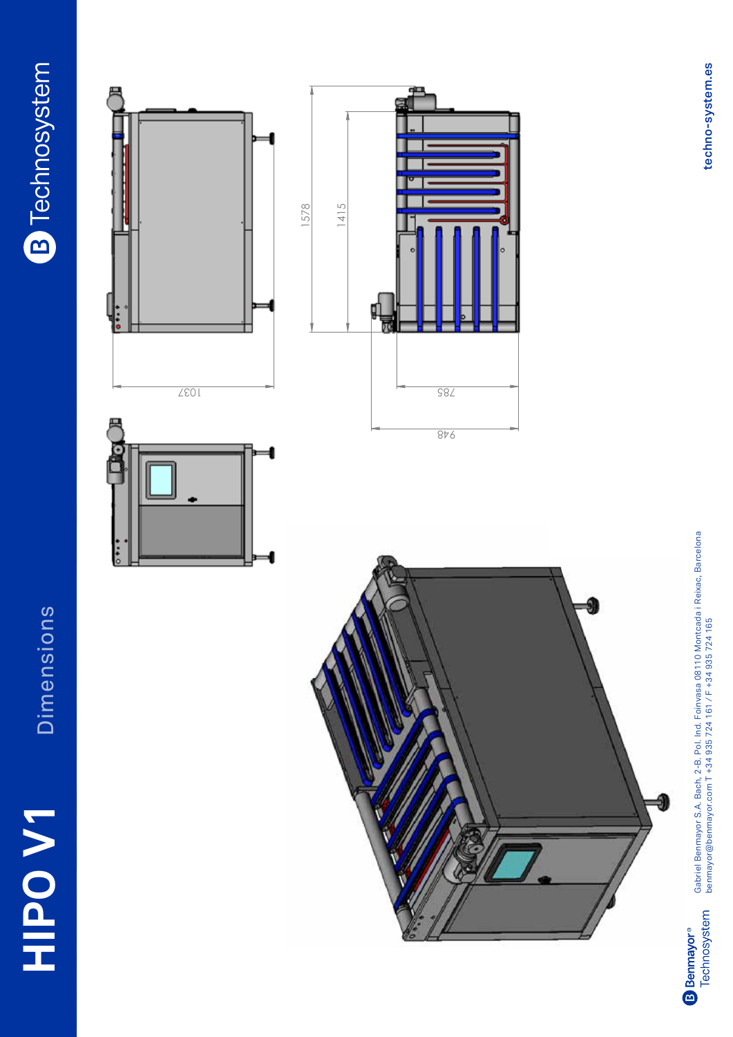# HIPO V1

## Dimensions

Technosystem

1037

1578

1415

785

948

Benmayor® Technosystem

Gabriel Benmayor S.A. Bach, 2-B. Pol. Ind. Foinvasa 08110 Montcada i Reixac, Barcelona
benmayor@benmayor.com T +34 935 724 161 / F +34 935 724 165

techno-system.es